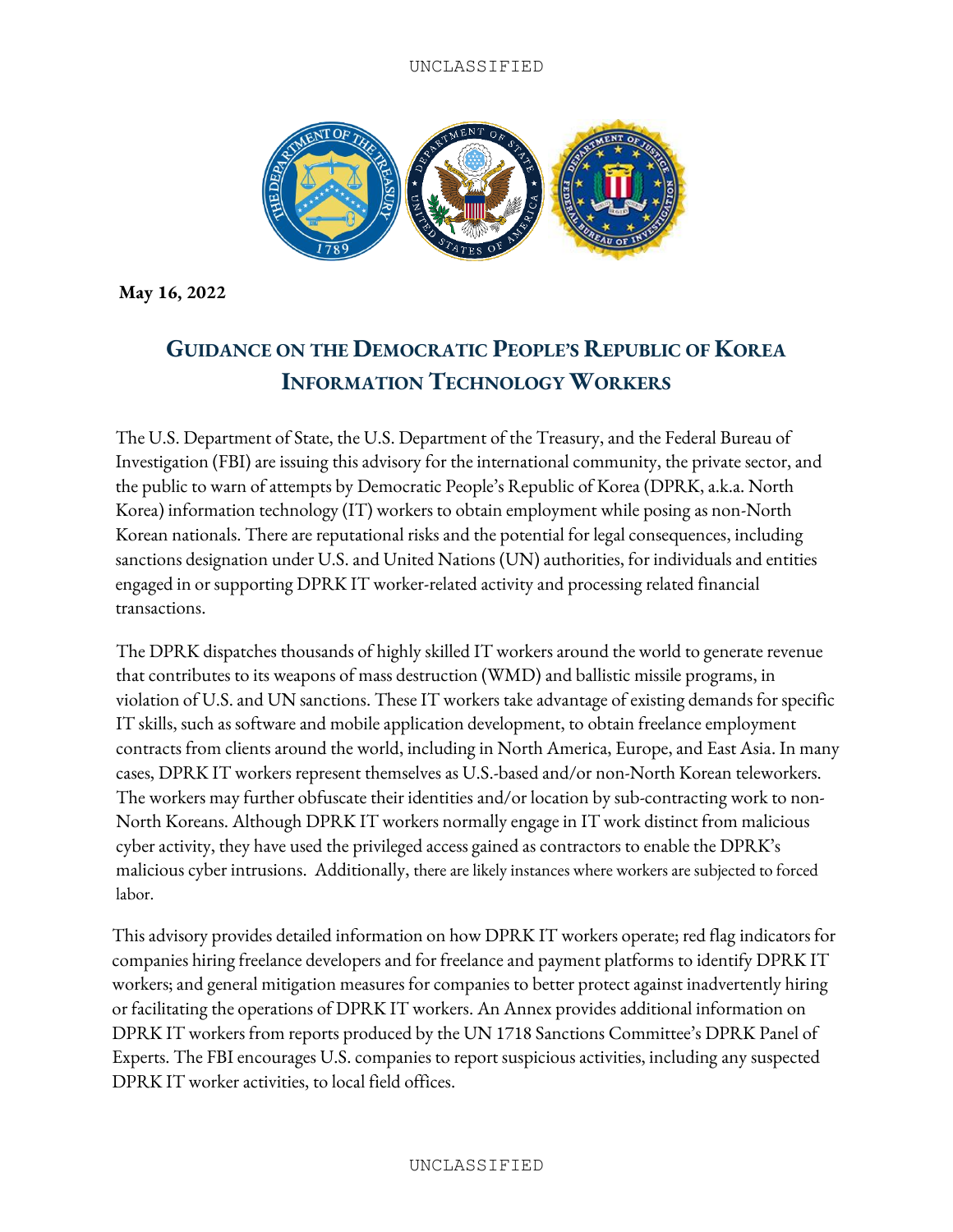**May 16, 2022**

# Guidance on the Democratic People's Republic of Korea Information Technology Workers

The U.S. Department of State, the U.S. Department of the Treasury, and the Federal Bureau of Investigation (FBI) are issuing this advisory for the international community, the private sector, and the public to warn of attempts by Democratic People's Republic of Korea (DPRK, a.k.a. North Korea) information technology (IT) workers to obtain employment while posing as non-North Korean nationals. There are reputational risks and the potential for legal consequences, including sanctions designation under U.S. and United Nations (UN) authorities, for individuals and entities engaged in or supporting DPRK IT worker-related activity and processing related financial transactions.

The DPRK dispatches thousands of highly skilled IT workers around the world to generate revenue that contributes to its weapons of mass destruction (WMD) and ballistic missile programs, in violation of U.S. and UN sanctions. These IT workers take advantage of existing demands for specific IT skills, such as software and mobile application development, to obtain freelance employment contracts from clients around the world, including in North America, Europe, and East Asia. In many cases, DPRK IT workers represent themselves as U.S.-based and/or non-North Korean teleworkers. The workers may further obfuscate their identities and/or location by sub-contracting work to non-North Koreans. Although DPRK IT workers normally engage in IT work distinct from malicious cyber activity, they have used the privileged access gained as contractors to enable the DPRK's malicious cyber intrusions. Additionally, there are likely instances where workers are subjected to forced labor.

This advisory provides detailed information on how DPRK IT workers operate; red flag indicators for companies hiring freelance developers and for freelance and payment platforms to identify DPRK IT workers; and general mitigation measures for companies to better protect against inadvertently hiring or facilitating the operations of DPRK IT workers. An Annex provides additional information on DPRK IT workers from reports produced by the UN 1718 Sanctions Committee's DPRK Panel of Experts. The FBI encourages U.S. companies to report suspicious activities, including any suspected DPRK IT worker activities, to local field offices.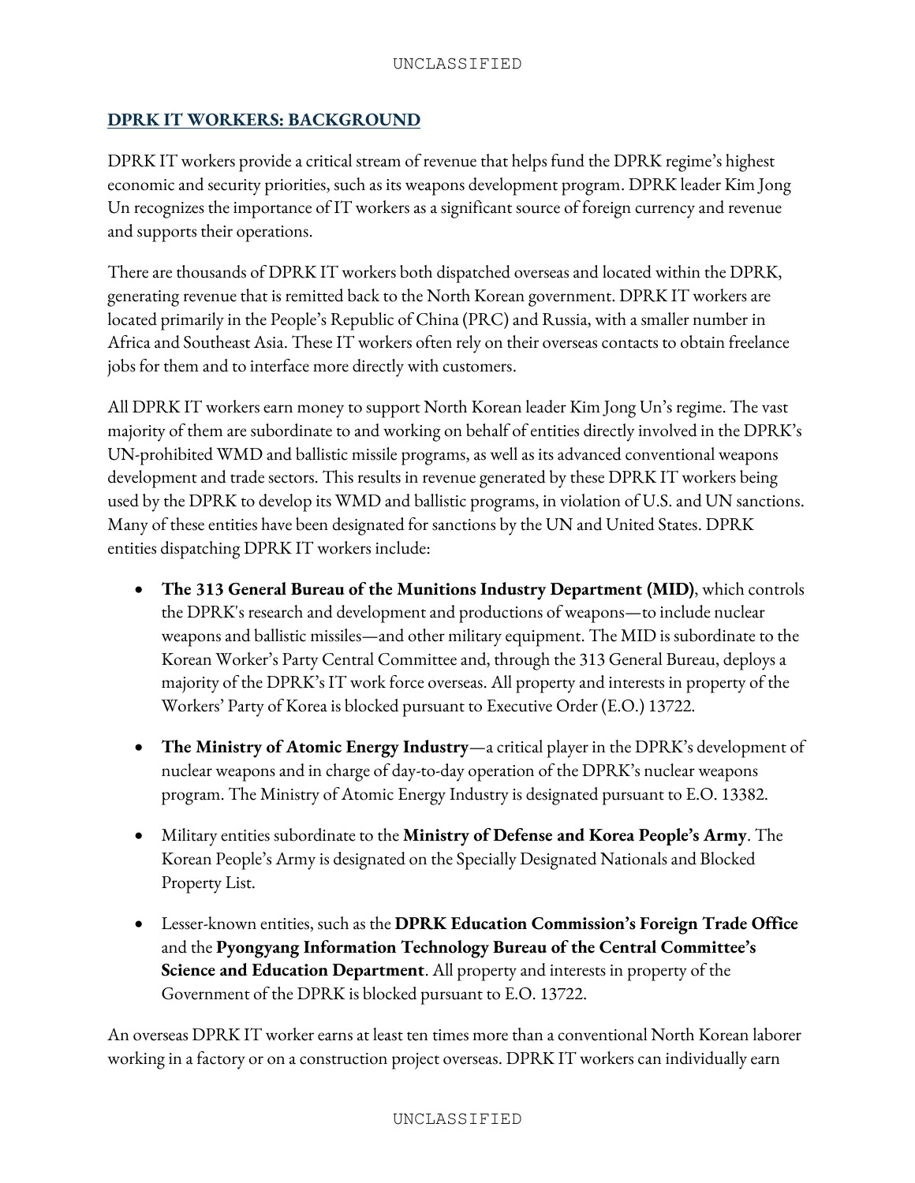## DPRK IT WORKERS: BACKGROUND

DPRK IT workers provide a critical stream of revenue that helps fund the DPRK regime's highest economic and security priorities, such as its weapons development program. DPRK leader Kim Jong Un recognizes the importance of IT workers as a significant source of foreign currency and revenue and supports their operations.

There are thousands of DPRK IT workers both dispatched overseas and located within the DPRK, generating revenue that is remitted back to the North Korean government. DPRK IT workers are located primarily in the People's Republic of China (PRC) and Russia, with a smaller number in Africa and Southeast Asia. These IT workers often rely on their overseas contacts to obtain freelance jobs for them and to interface more directly with customers.

All DPRK IT workers earn money to support North Korean leader Kim Jong Un's regime. The vast majority of them are subordinate to and working on behalf of entities directly involved in the DPRK's UN-prohibited WMD and ballistic missile programs, as well as its advanced conventional weapons development and trade sectors. This results in revenue generated by these DPRK IT workers being used by the DPRK to develop its WMD and ballistic programs, in violation of U.S. and UN sanctions. Many of these entities have been designated for sanctions by the UN and United States. DPRK entities dispatching DPRK IT workers include:

- **The 313 General Bureau of the Munitions Industry Department (MID)**, which controls the DPRK's research and development and productions of weapons—to include nuclear weapons and ballistic missiles—and other military equipment. The MID is subordinate to the Korean Worker's Party Central Committee and, through the 313 General Bureau, deploys a majority of the DPRK's IT work force overseas. All property and interests in property of the Workers' Party of Korea is blocked pursuant to Executive Order (E.O.) 13722.

- **The Ministry of Atomic Energy Industry**—a critical player in the DPRK's development of nuclear weapons and in charge of day-to-day operation of the DPRK's nuclear weapons program. The Ministry of Atomic Energy Industry is designated pursuant to E.O. 13382.

- Military entities subordinate to the **Ministry of Defense and Korea People's Army**. The Korean People's Army is designated on the Specially Designated Nationals and Blocked Property List.

- Lesser-known entities, such as the **DPRK Education Commission's Foreign Trade Office** and the **Pyongyang Information Technology Bureau of the Central Committee's Science and Education Department**. All property and interests in property of the Government of the DPRK is blocked pursuant to E.O. 13722.

An overseas DPRK IT worker earns at least ten times more than a conventional North Korean laborer working in a factory or on a construction project overseas. DPRK IT workers can individually earn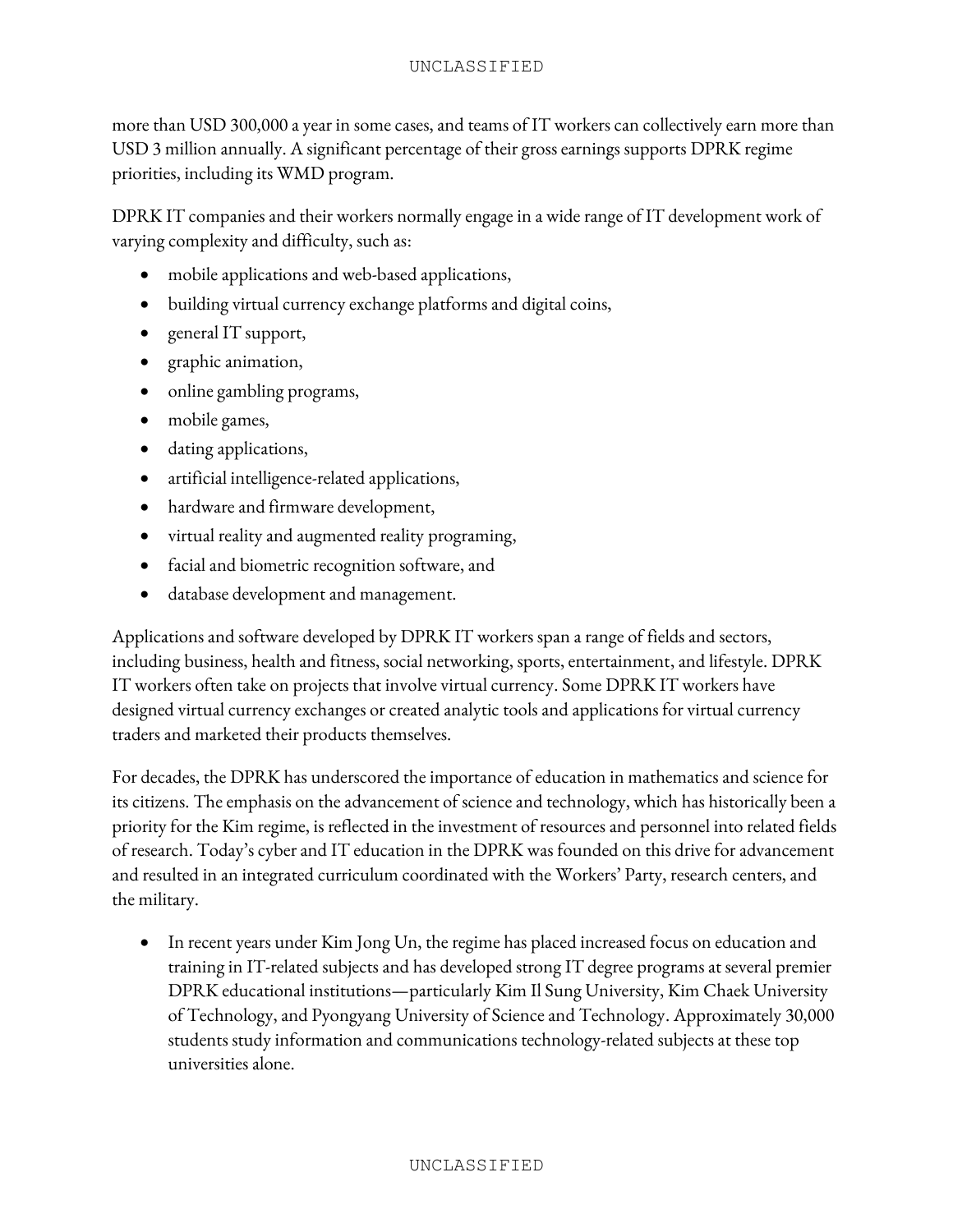more than USD 300,000 a year in some cases, and teams of IT workers can collectively earn more than USD 3 million annually. A significant percentage of their gross earnings supports DPRK regime priorities, including its WMD program.

DPRK IT companies and their workers normally engage in a wide range of IT development work of varying complexity and difficulty, such as:

- mobile applications and web-based applications,
- building virtual currency exchange platforms and digital coins,
- general IT support,
- graphic animation,
- online gambling programs,
- mobile games,
- dating applications,
- artificial intelligence-related applications,
- hardware and firmware development,
- virtual reality and augmented reality programing,
- facial and biometric recognition software, and
- database development and management.

Applications and software developed by DPRK IT workers span a range of fields and sectors, including business, health and fitness, social networking, sports, entertainment, and lifestyle. DPRK IT workers often take on projects that involve virtual currency. Some DPRK IT workers have designed virtual currency exchanges or created analytic tools and applications for virtual currency traders and marketed their products themselves.

For decades, the DPRK has underscored the importance of education in mathematics and science for its citizens. The emphasis on the advancement of science and technology, which has historically been a priority for the Kim regime, is reflected in the investment of resources and personnel into related fields of research. Today's cyber and IT education in the DPRK was founded on this drive for advancement and resulted in an integrated curriculum coordinated with the Workers' Party, research centers, and the military.

- In recent years under Kim Jong Un, the regime has placed increased focus on education and training in IT-related subjects and has developed strong IT degree programs at several premier DPRK educational institutions—particularly Kim Il Sung University, Kim Chaek University of Technology, and Pyongyang University of Science and Technology. Approximately 30,000 students study information and communications technology-related subjects at these top universities alone.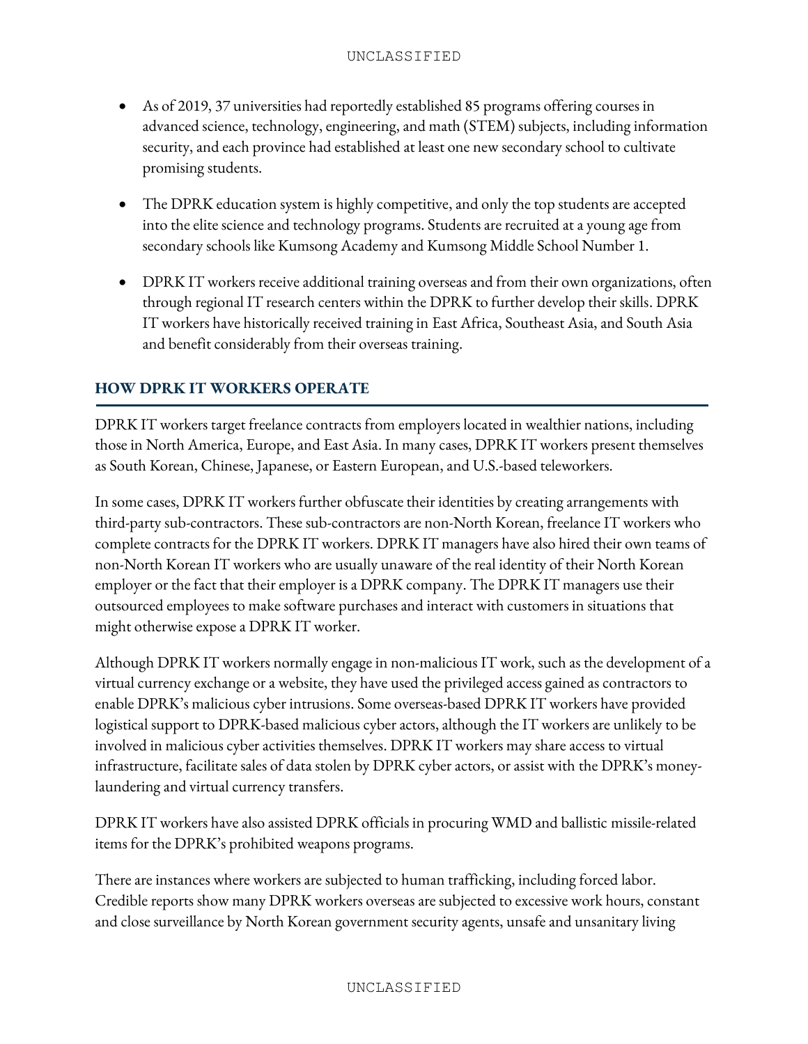- As of 2019, 37 universities had reportedly established 85 programs offering courses in advanced science, technology, engineering, and math (STEM) subjects, including information security, and each province had established at least one new secondary school to cultivate promising students.

- The DPRK education system is highly competitive, and only the top students are accepted into the elite science and technology programs. Students are recruited at a young age from secondary schools like Kumsong Academy and Kumsong Middle School Number 1.

- DPRK IT workers receive additional training overseas and from their own organizations, often through regional IT research centers within the DPRK to further develop their skills. DPRK IT workers have historically received training in East Africa, Southeast Asia, and South Asia and benefit considerably from their overseas training.

## HOW DPRK IT WORKERS OPERATE

DPRK IT workers target freelance contracts from employers located in wealthier nations, including those in North America, Europe, and East Asia. In many cases, DPRK IT workers present themselves as South Korean, Chinese, Japanese, or Eastern European, and U.S.-based teleworkers.

In some cases, DPRK IT workers further obfuscate their identities by creating arrangements with third-party sub-contractors. These sub-contractors are non-North Korean, freelance IT workers who complete contracts for the DPRK IT workers. DPRK IT managers have also hired their own teams of non-North Korean IT workers who are usually unaware of the real identity of their North Korean employer or the fact that their employer is a DPRK company. The DPRK IT managers use their outsourced employees to make software purchases and interact with customers in situations that might otherwise expose a DPRK IT worker.

Although DPRK IT workers normally engage in non-malicious IT work, such as the development of a virtual currency exchange or a website, they have used the privileged access gained as contractors to enable DPRK's malicious cyber intrusions. Some overseas-based DPRK IT workers have provided logistical support to DPRK-based malicious cyber actors, although the IT workers are unlikely to be involved in malicious cyber activities themselves. DPRK IT workers may share access to virtual infrastructure, facilitate sales of data stolen by DPRK cyber actors, or assist with the DPRK's money-laundering and virtual currency transfers.

DPRK IT workers have also assisted DPRK officials in procuring WMD and ballistic missile-related items for the DPRK's prohibited weapons programs.

There are instances where workers are subjected to human trafficking, including forced labor. Credible reports show many DPRK workers overseas are subjected to excessive work hours, constant and close surveillance by North Korean government security agents, unsafe and unsanitary living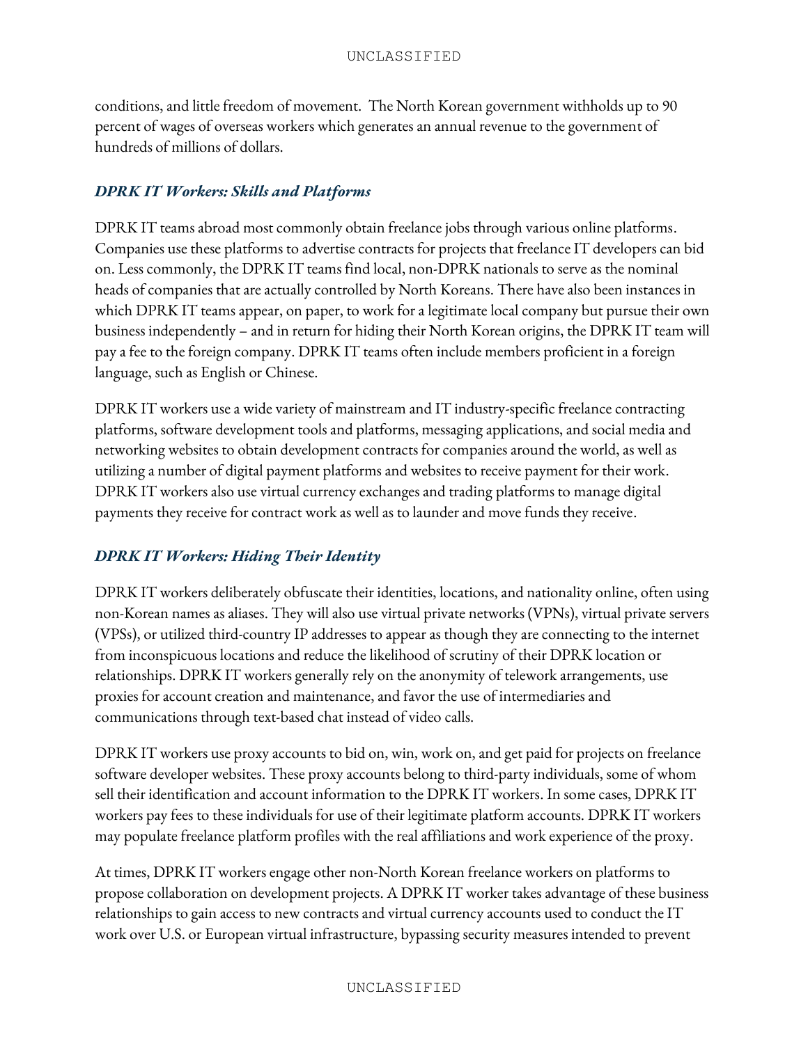conditions, and little freedom of movement. The North Korean government withholds up to 90 percent of wages of overseas workers which generates an annual revenue to the government of hundreds of millions of dollars.

### *DPRK IT Workers: Skills and Platforms*

DPRK IT teams abroad most commonly obtain freelance jobs through various online platforms. Companies use these platforms to advertise contracts for projects that freelance IT developers can bid on. Less commonly, the DPRK IT teams find local, non-DPRK nationals to serve as the nominal heads of companies that are actually controlled by North Koreans. There have also been instances in which DPRK IT teams appear, on paper, to work for a legitimate local company but pursue their own business independently – and in return for hiding their North Korean origins, the DPRK IT team will pay a fee to the foreign company. DPRK IT teams often include members proficient in a foreign language, such as English or Chinese.

DPRK IT workers use a wide variety of mainstream and IT industry-specific freelance contracting platforms, software development tools and platforms, messaging applications, and social media and networking websites to obtain development contracts for companies around the world, as well as utilizing a number of digital payment platforms and websites to receive payment for their work. DPRK IT workers also use virtual currency exchanges and trading platforms to manage digital payments they receive for contract work as well as to launder and move funds they receive.

### *DPRK IT Workers: Hiding Their Identity*

DPRK IT workers deliberately obfuscate their identities, locations, and nationality online, often using non-Korean names as aliases. They will also use virtual private networks (VPNs), virtual private servers (VPSs), or utilized third-country IP addresses to appear as though they are connecting to the internet from inconspicuous locations and reduce the likelihood of scrutiny of their DPRK location or relationships. DPRK IT workers generally rely on the anonymity of telework arrangements, use proxies for account creation and maintenance, and favor the use of intermediaries and communications through text-based chat instead of video calls.

DPRK IT workers use proxy accounts to bid on, win, work on, and get paid for projects on freelance software developer websites. These proxy accounts belong to third-party individuals, some of whom sell their identification and account information to the DPRK IT workers. In some cases, DPRK IT workers pay fees to these individuals for use of their legitimate platform accounts. DPRK IT workers may populate freelance platform profiles with the real affiliations and work experience of the proxy.

At times, DPRK IT workers engage other non-North Korean freelance workers on platforms to propose collaboration on development projects. A DPRK IT worker takes advantage of these business relationships to gain access to new contracts and virtual currency accounts used to conduct the IT work over U.S. or European virtual infrastructure, bypassing security measures intended to prevent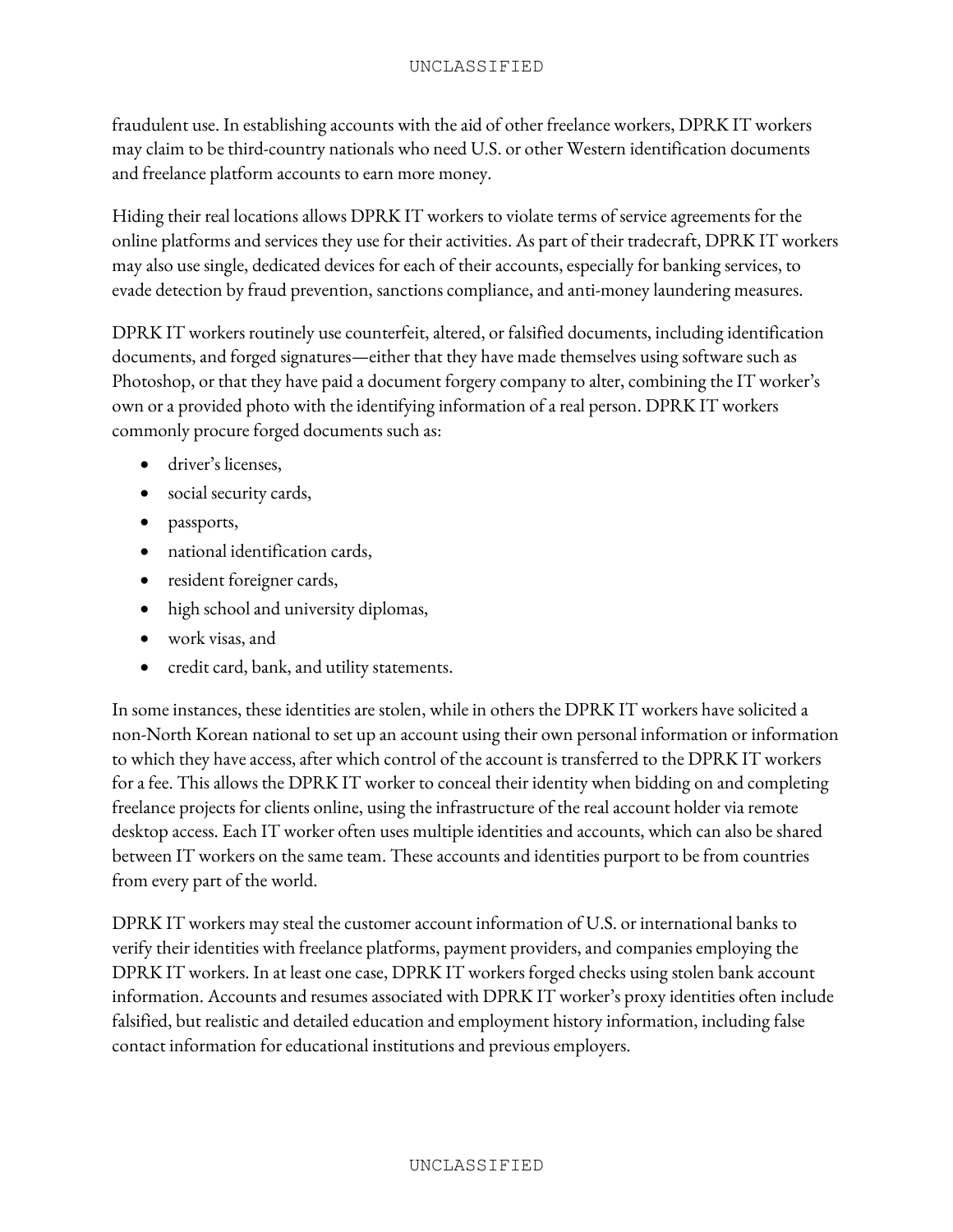fraudulent use. In establishing accounts with the aid of other freelance workers, DPRK IT workers may claim to be third-country nationals who need U.S. or other Western identification documents and freelance platform accounts to earn more money.

Hiding their real locations allows DPRK IT workers to violate terms of service agreements for the online platforms and services they use for their activities. As part of their tradecraft, DPRK IT workers may also use single, dedicated devices for each of their accounts, especially for banking services, to evade detection by fraud prevention, sanctions compliance, and anti-money laundering measures.

DPRK IT workers routinely use counterfeit, altered, or falsified documents, including identification documents, and forged signatures—either that they have made themselves using software such as Photoshop, or that they have paid a document forgery company to alter, combining the IT worker's own or a provided photo with the identifying information of a real person. DPRK IT workers commonly procure forged documents such as:

- driver's licenses,
- social security cards,
- passports,
- national identification cards,
- resident foreigner cards,
- high school and university diplomas,
- work visas, and
- credit card, bank, and utility statements.

In some instances, these identities are stolen, while in others the DPRK IT workers have solicited a non-North Korean national to set up an account using their own personal information or information to which they have access, after which control of the account is transferred to the DPRK IT workers for a fee. This allows the DPRK IT worker to conceal their identity when bidding on and completing freelance projects for clients online, using the infrastructure of the real account holder via remote desktop access. Each IT worker often uses multiple identities and accounts, which can also be shared between IT workers on the same team. These accounts and identities purport to be from countries from every part of the world.

DPRK IT workers may steal the customer account information of U.S. or international banks to verify their identities with freelance platforms, payment providers, and companies employing the DPRK IT workers. In at least one case, DPRK IT workers forged checks using stolen bank account information. Accounts and resumes associated with DPRK IT worker's proxy identities often include falsified, but realistic and detailed education and employment history information, including false contact information for educational institutions and previous employers.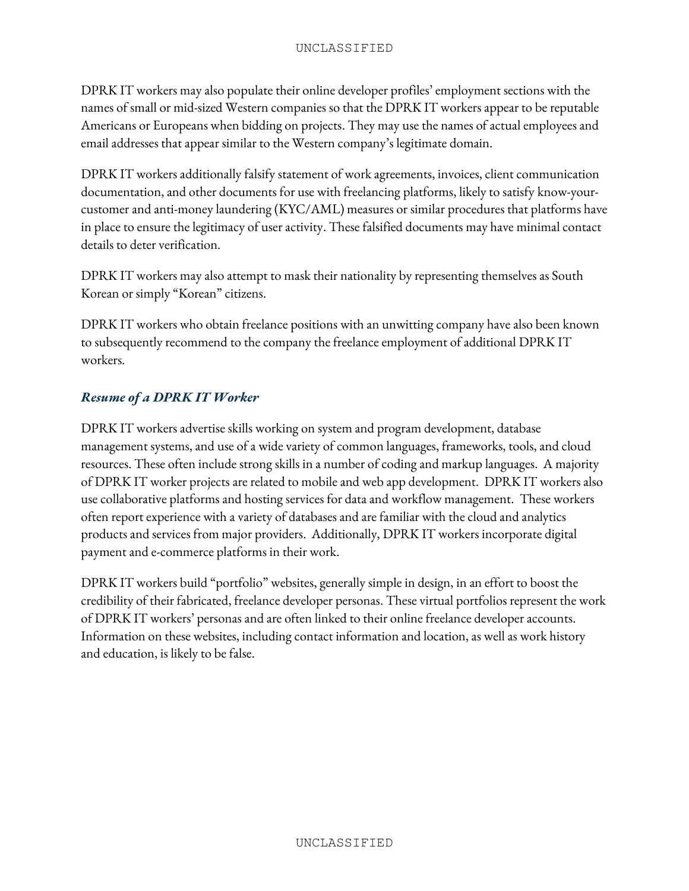DPRK IT workers may also populate their online developer profiles' employment sections with the names of small or mid-sized Western companies so that the DPRK IT workers appear to be reputable Americans or Europeans when bidding on projects. They may use the names of actual employees and email addresses that appear similar to the Western company's legitimate domain.

DPRK IT workers additionally falsify statement of work agreements, invoices, client communication documentation, and other documents for use with freelancing platforms, likely to satisfy know-your-customer and anti-money laundering (KYC/AML) measures or similar procedures that platforms have in place to ensure the legitimacy of user activity. These falsified documents may have minimal contact details to deter verification.

DPRK IT workers may also attempt to mask their nationality by representing themselves as South Korean or simply "Korean" citizens.

DPRK IT workers who obtain freelance positions with an unwitting company have also been known to subsequently recommend to the company the freelance employment of additional DPRK IT workers.

### *Resume of a DPRK IT Worker*

DPRK IT workers advertise skills working on system and program development, database management systems, and use of a wide variety of common languages, frameworks, tools, and cloud resources. These often include strong skills in a number of coding and markup languages. A majority of DPRK IT worker projects are related to mobile and web app development. DPRK IT workers also use collaborative platforms and hosting services for data and workflow management. These workers often report experience with a variety of databases and are familiar with the cloud and analytics products and services from major providers. Additionally, DPRK IT workers incorporate digital payment and e-commerce platforms in their work.

DPRK IT workers build "portfolio" websites, generally simple in design, in an effort to boost the credibility of their fabricated, freelance developer personas. These virtual portfolios represent the work of DPRK IT workers' personas and are often linked to their online freelance developer accounts. Information on these websites, including contact information and location, as well as work history and education, is likely to be false.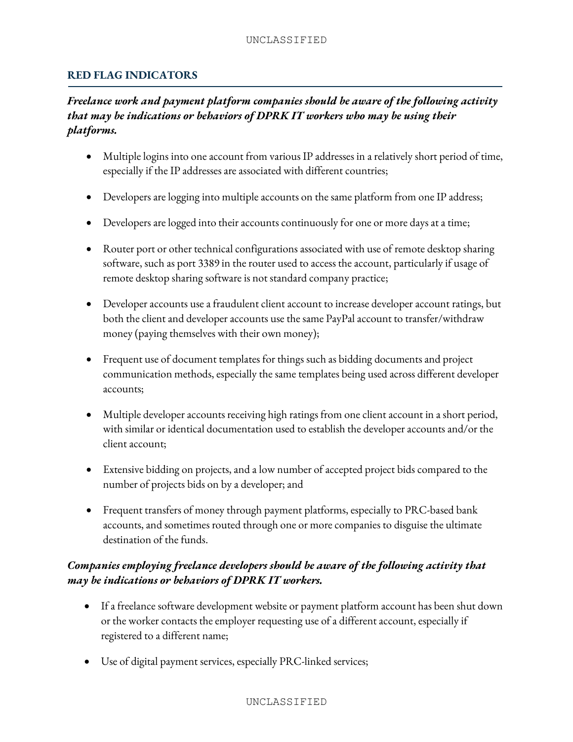## RED FLAG INDICATORS

***Freelance work and payment platform companies should be aware of the following activity that may be indications or behaviors of DPRK IT workers who may be using their platforms.***

- Multiple logins into one account from various IP addresses in a relatively short period of time, especially if the IP addresses are associated with different countries;
- Developers are logging into multiple accounts on the same platform from one IP address;
- Developers are logged into their accounts continuously for one or more days at a time;
- Router port or other technical configurations associated with use of remote desktop sharing software, such as port 3389 in the router used to access the account, particularly if usage of remote desktop sharing software is not standard company practice;
- Developer accounts use a fraudulent client account to increase developer account ratings, but both the client and developer accounts use the same PayPal account to transfer/withdraw money (paying themselves with their own money);
- Frequent use of document templates for things such as bidding documents and project communication methods, especially the same templates being used across different developer accounts;
- Multiple developer accounts receiving high ratings from one client account in a short period, with similar or identical documentation used to establish the developer accounts and/or the client account;
- Extensive bidding on projects, and a low number of accepted project bids compared to the number of projects bids on by a developer; and
- Frequent transfers of money through payment platforms, especially to PRC-based bank accounts, and sometimes routed through one or more companies to disguise the ultimate destination of the funds.

***Companies employing freelance developers should be aware of the following activity that may be indications or behaviors of DPRK IT workers.***

- If a freelance software development website or payment platform account has been shut down or the worker contacts the employer requesting use of a different account, especially if registered to a different name;
- Use of digital payment services, especially PRC-linked services;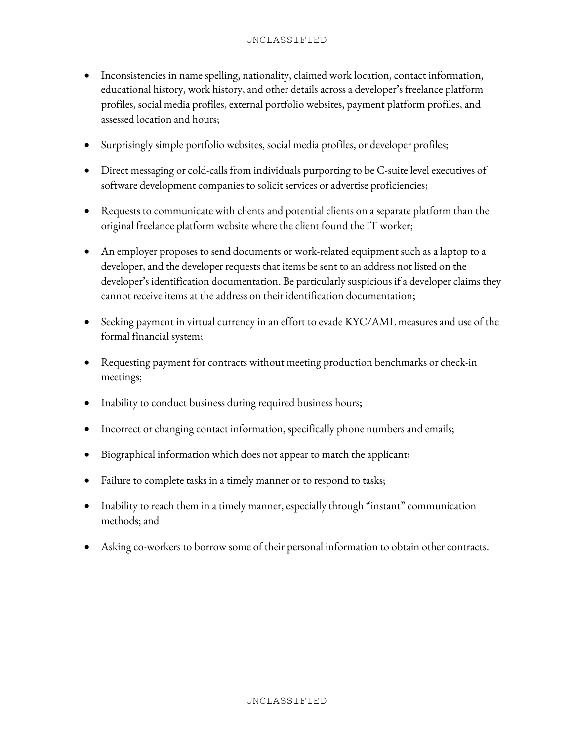- Inconsistencies in name spelling, nationality, claimed work location, contact information, educational history, work history, and other details across a developer's freelance platform profiles, social media profiles, external portfolio websites, payment platform profiles, and assessed location and hours;

- Surprisingly simple portfolio websites, social media profiles, or developer profiles;

- Direct messaging or cold-calls from individuals purporting to be C-suite level executives of software development companies to solicit services or advertise proficiencies;

- Requests to communicate with clients and potential clients on a separate platform than the original freelance platform website where the client found the IT worker;

- An employer proposes to send documents or work-related equipment such as a laptop to a developer, and the developer requests that items be sent to an address not listed on the developer's identification documentation. Be particularly suspicious if a developer claims they cannot receive items at the address on their identification documentation;

- Seeking payment in virtual currency in an effort to evade KYC/AML measures and use of the formal financial system;

- Requesting payment for contracts without meeting production benchmarks or check-in meetings;

- Inability to conduct business during required business hours;

- Incorrect or changing contact information, specifically phone numbers and emails;

- Biographical information which does not appear to match the applicant;

- Failure to complete tasks in a timely manner or to respond to tasks;

- Inability to reach them in a timely manner, especially through "instant" communication methods; and

- Asking co-workers to borrow some of their personal information to obtain other contracts.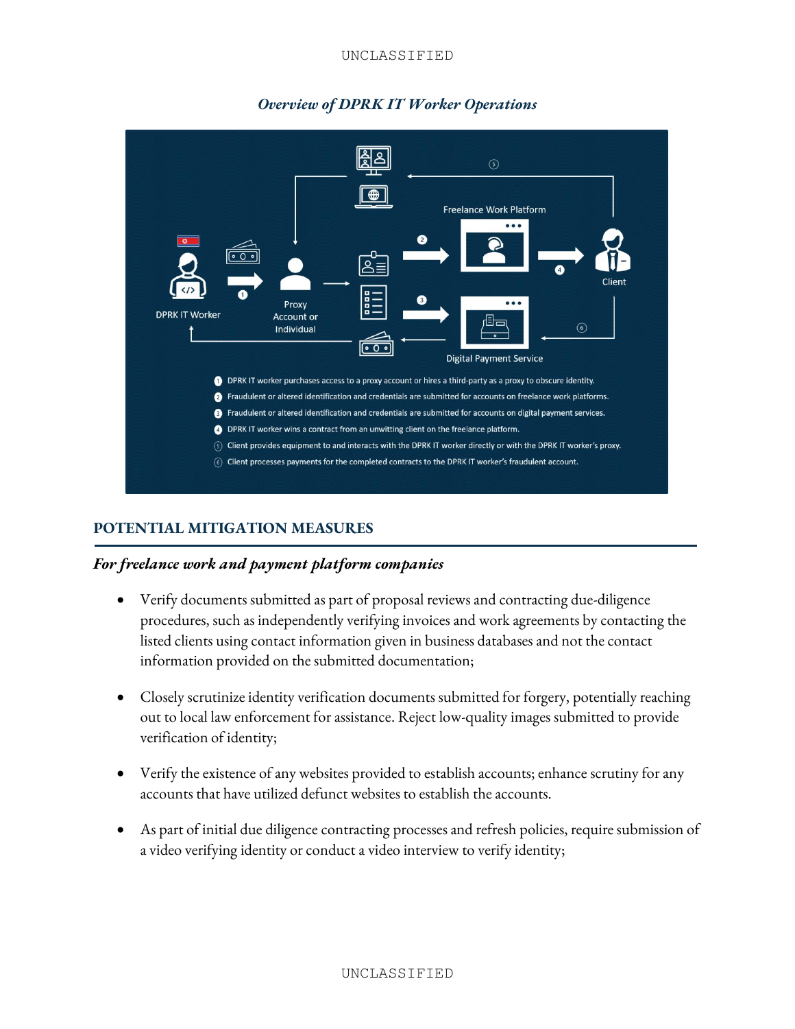*Overview of DPRK IT Worker Operations*

DPRK IT Worker

Proxy Account or Individual

Freelance Work Platform

Client

Digital Payment Service

1. DPRK IT worker purchases access to a proxy account or hires a third-party as a proxy to obscure identity.
2. Fraudulent or altered identification and credentials are submitted for accounts on freelance work platforms.
3. Fraudulent or altered identification and credentials are submitted for accounts on digital payment services.
4. DPRK IT worker wins a contract from an unwitting client on the freelance platform.
5. Client provides equipment to and interacts with the DPRK IT worker directly or with the DPRK IT worker's proxy.
6. Client processes payments for the completed contracts to the DPRK IT worker's fraudulent account.

## POTENTIAL MITIGATION MEASURES

### *For freelance work and payment platform companies*

- Verify documents submitted as part of proposal reviews and contracting due-diligence procedures, such as independently verifying invoices and work agreements by contacting the listed clients using contact information given in business databases and not the contact information provided on the submitted documentation;
- Closely scrutinize identity verification documents submitted for forgery, potentially reaching out to local law enforcement for assistance. Reject low-quality images submitted to provide verification of identity;
- Verify the existence of any websites provided to establish accounts; enhance scrutiny for any accounts that have utilized defunct websites to establish the accounts.
- As part of initial due diligence contracting processes and refresh policies, require submission of a video verifying identity or conduct a video interview to verify identity;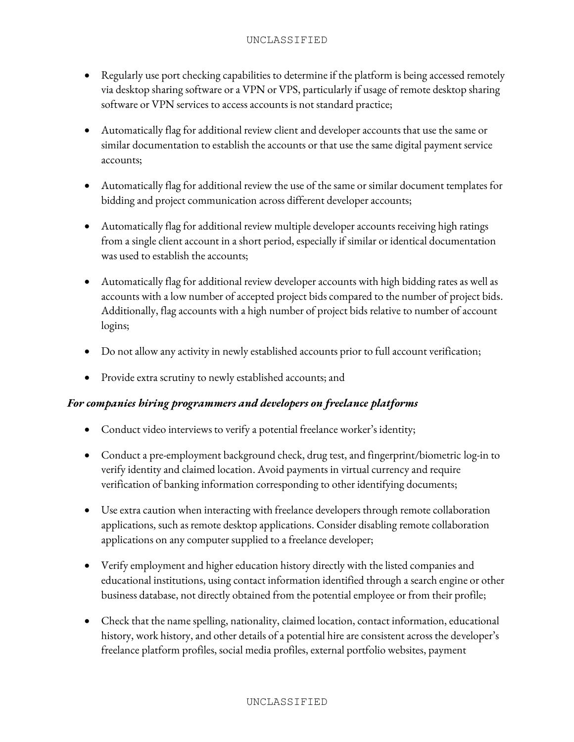- Regularly use port checking capabilities to determine if the platform is being accessed remotely via desktop sharing software or a VPN or VPS, particularly if usage of remote desktop sharing software or VPN services to access accounts is not standard practice;
- Automatically flag for additional review client and developer accounts that use the same or similar documentation to establish the accounts or that use the same digital payment service accounts;
- Automatically flag for additional review the use of the same or similar document templates for bidding and project communication across different developer accounts;
- Automatically flag for additional review multiple developer accounts receiving high ratings from a single client account in a short period, especially if similar or identical documentation was used to establish the accounts;
- Automatically flag for additional review developer accounts with high bidding rates as well as accounts with a low number of accepted project bids compared to the number of project bids. Additionally, flag accounts with a high number of project bids relative to number of account logins;
- Do not allow any activity in newly established accounts prior to full account verification;
- Provide extra scrutiny to newly established accounts; and

***For companies hiring programmers and developers on freelance platforms***

- Conduct video interviews to verify a potential freelance worker's identity;
- Conduct a pre-employment background check, drug test, and fingerprint/biometric log-in to verify identity and claimed location. Avoid payments in virtual currency and require verification of banking information corresponding to other identifying documents;
- Use extra caution when interacting with freelance developers through remote collaboration applications, such as remote desktop applications. Consider disabling remote collaboration applications on any computer supplied to a freelance developer;
- Verify employment and higher education history directly with the listed companies and educational institutions, using contact information identified through a search engine or other business database, not directly obtained from the potential employee or from their profile;
- Check that the name spelling, nationality, claimed location, contact information, educational history, work history, and other details of a potential hire are consistent across the developer's freelance platform profiles, social media profiles, external portfolio websites, payment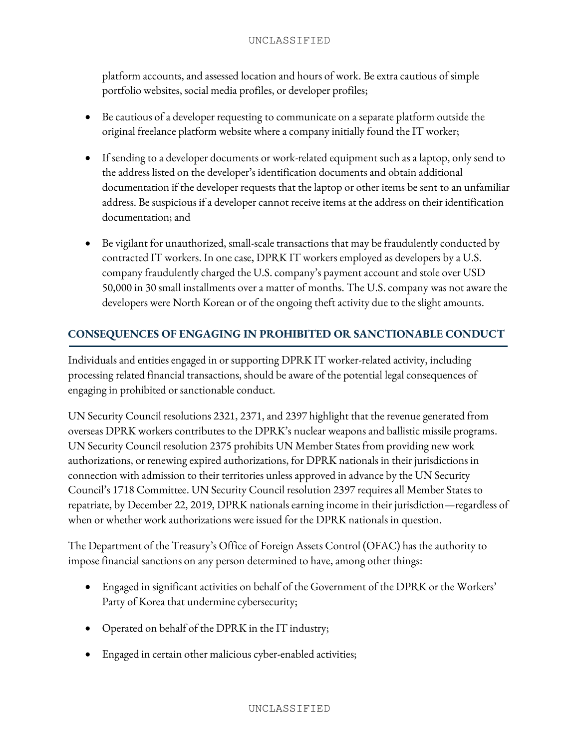platform accounts, and assessed location and hours of work. Be extra cautious of simple portfolio websites, social media profiles, or developer profiles;

- Be cautious of a developer requesting to communicate on a separate platform outside the original freelance platform website where a company initially found the IT worker;
- If sending to a developer documents or work-related equipment such as a laptop, only send to the address listed on the developer's identification documents and obtain additional documentation if the developer requests that the laptop or other items be sent to an unfamiliar address. Be suspicious if a developer cannot receive items at the address on their identification documentation; and
- Be vigilant for unauthorized, small-scale transactions that may be fraudulently conducted by contracted IT workers. In one case, DPRK IT workers employed as developers by a U.S. company fraudulently charged the U.S. company's payment account and stole over USD 50,000 in 30 small installments over a matter of months. The U.S. company was not aware the developers were North Korean or of the ongoing theft activity due to the slight amounts.

## CONSEQUENCES OF ENGAGING IN PROHIBITED OR SANCTIONABLE CONDUCT

Individuals and entities engaged in or supporting DPRK IT worker-related activity, including processing related financial transactions, should be aware of the potential legal consequences of engaging in prohibited or sanctionable conduct.

UN Security Council resolutions 2321, 2371, and 2397 highlight that the revenue generated from overseas DPRK workers contributes to the DPRK's nuclear weapons and ballistic missile programs. UN Security Council resolution 2375 prohibits UN Member States from providing new work authorizations, or renewing expired authorizations, for DPRK nationals in their jurisdictions in connection with admission to their territories unless approved in advance by the UN Security Council's 1718 Committee. UN Security Council resolution 2397 requires all Member States to repatriate, by December 22, 2019, DPRK nationals earning income in their jurisdiction—regardless of when or whether work authorizations were issued for the DPRK nationals in question.

The Department of the Treasury's Office of Foreign Assets Control (OFAC) has the authority to impose financial sanctions on any person determined to have, among other things:

- Engaged in significant activities on behalf of the Government of the DPRK or the Workers' Party of Korea that undermine cybersecurity;
- Operated on behalf of the DPRK in the IT industry;
- Engaged in certain other malicious cyber-enabled activities;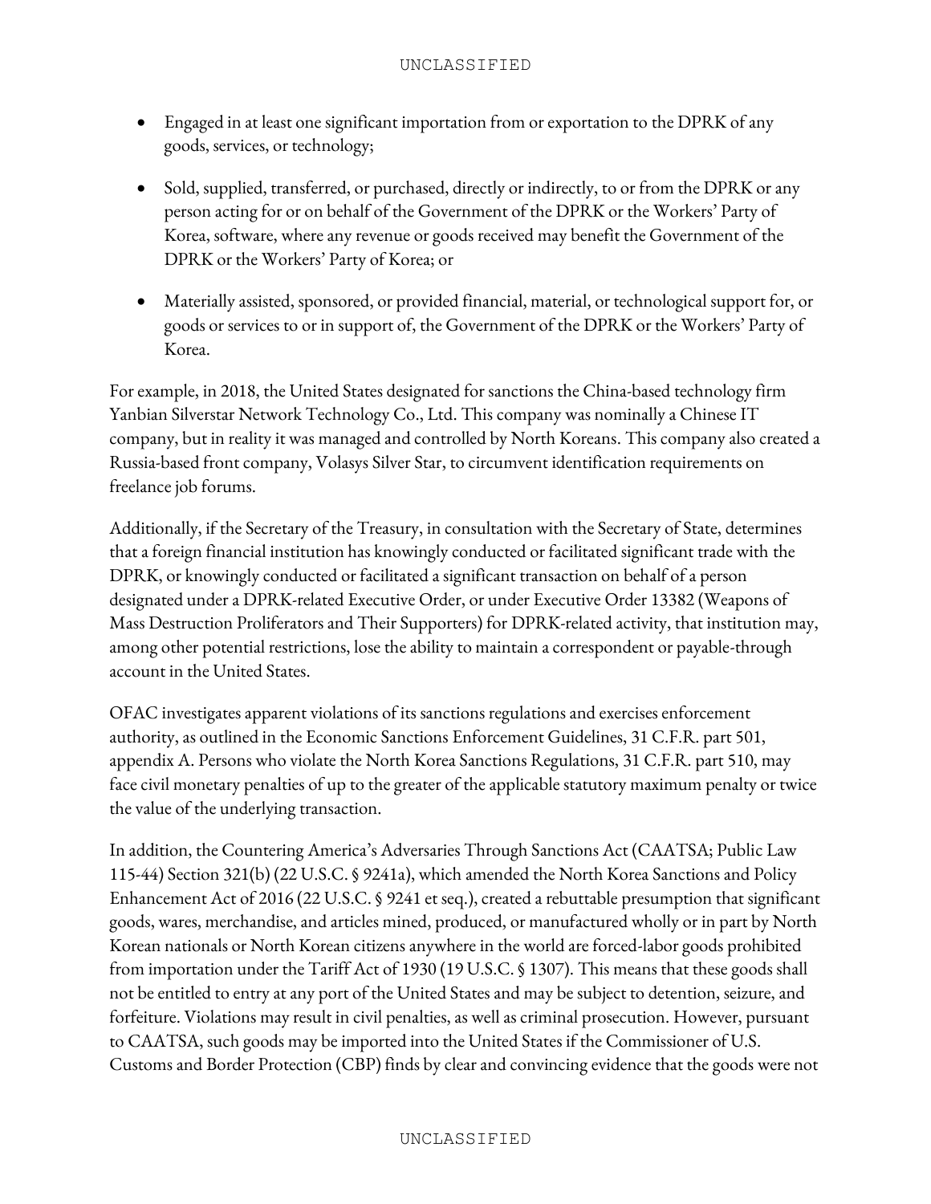- Engaged in at least one significant importation from or exportation to the DPRK of any goods, services, or technology;
- Sold, supplied, transferred, or purchased, directly or indirectly, to or from the DPRK or any person acting for or on behalf of the Government of the DPRK or the Workers' Party of Korea, software, where any revenue or goods received may benefit the Government of the DPRK or the Workers' Party of Korea; or
- Materially assisted, sponsored, or provided financial, material, or technological support for, or goods or services to or in support of, the Government of the DPRK or the Workers' Party of Korea.

For example, in 2018, the United States designated for sanctions the China-based technology firm Yanbian Silverstar Network Technology Co., Ltd. This company was nominally a Chinese IT company, but in reality it was managed and controlled by North Koreans. This company also created a Russia-based front company, Volasys Silver Star, to circumvent identification requirements on freelance job forums.

Additionally, if the Secretary of the Treasury, in consultation with the Secretary of State, determines that a foreign financial institution has knowingly conducted or facilitated significant trade with the DPRK, or knowingly conducted or facilitated a significant transaction on behalf of a person designated under a DPRK-related Executive Order, or under Executive Order 13382 (Weapons of Mass Destruction Proliferators and Their Supporters) for DPRK-related activity, that institution may, among other potential restrictions, lose the ability to maintain a correspondent or payable-through account in the United States.

OFAC investigates apparent violations of its sanctions regulations and exercises enforcement authority, as outlined in the Economic Sanctions Enforcement Guidelines, 31 C.F.R. part 501, appendix A. Persons who violate the North Korea Sanctions Regulations, 31 C.F.R. part 510, may face civil monetary penalties of up to the greater of the applicable statutory maximum penalty or twice the value of the underlying transaction.

In addition, the Countering America's Adversaries Through Sanctions Act (CAATSA; Public Law 115-44) Section 321(b) (22 U.S.C. § 9241a), which amended the North Korea Sanctions and Policy Enhancement Act of 2016 (22 U.S.C. § 9241 et seq.), created a rebuttable presumption that significant goods, wares, merchandise, and articles mined, produced, or manufactured wholly or in part by North Korean nationals or North Korean citizens anywhere in the world are forced-labor goods prohibited from importation under the Tariff Act of 1930 (19 U.S.C. § 1307). This means that these goods shall not be entitled to entry at any port of the United States and may be subject to detention, seizure, and forfeiture. Violations may result in civil penalties, as well as criminal prosecution. However, pursuant to CAATSA, such goods may be imported into the United States if the Commissioner of U.S. Customs and Border Protection (CBP) finds by clear and convincing evidence that the goods were not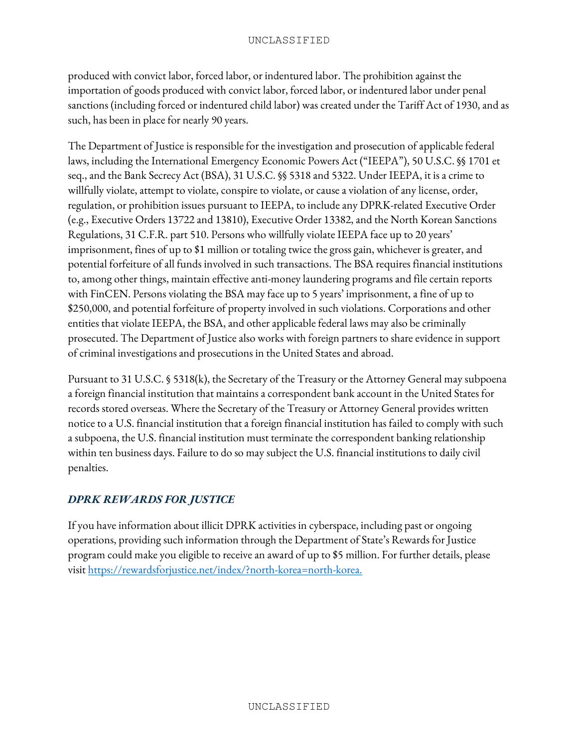produced with convict labor, forced labor, or indentured labor. The prohibition against the importation of goods produced with convict labor, forced labor, or indentured labor under penal sanctions (including forced or indentured child labor) was created under the Tariff Act of 1930, and as such, has been in place for nearly 90 years.

The Department of Justice is responsible for the investigation and prosecution of applicable federal laws, including the International Emergency Economic Powers Act ("IEEPA"), 50 U.S.C. §§ 1701 et seq., and the Bank Secrecy Act (BSA), 31 U.S.C. §§ 5318 and 5322. Under IEEPA, it is a crime to willfully violate, attempt to violate, conspire to violate, or cause a violation of any license, order, regulation, or prohibition issues pursuant to IEEPA, to include any DPRK-related Executive Order (e.g., Executive Orders 13722 and 13810), Executive Order 13382, and the North Korean Sanctions Regulations, 31 C.F.R. part 510. Persons who willfully violate IEEPA face up to 20 years' imprisonment, fines of up to $1 million or totaling twice the gross gain, whichever is greater, and potential forfeiture of all funds involved in such transactions. The BSA requires financial institutions to, among other things, maintain effective anti-money laundering programs and file certain reports with FinCEN. Persons violating the BSA may face up to 5 years' imprisonment, a fine of up to $250,000, and potential forfeiture of property involved in such violations. Corporations and other entities that violate IEEPA, the BSA, and other applicable federal laws may also be criminally prosecuted. The Department of Justice also works with foreign partners to share evidence in support of criminal investigations and prosecutions in the United States and abroad.

Pursuant to 31 U.S.C. § 5318(k), the Secretary of the Treasury or the Attorney General may subpoena a foreign financial institution that maintains a correspondent bank account in the United States for records stored overseas. Where the Secretary of the Treasury or Attorney General provides written notice to a U.S. financial institution that a foreign financial institution has failed to comply with such a subpoena, the U.S. financial institution must terminate the correspondent banking relationship within ten business days. Failure to do so may subject the U.S. financial institutions to daily civil penalties.

## *DPRK REWARDS FOR JUSTICE*

If you have information about illicit DPRK activities in cyberspace, including past or ongoing operations, providing such information through the Department of State's Rewards for Justice program could make you eligible to receive an award of up to $5 million. For further details, please visit [https://rewardsforjustice.net/index/?north-korea=north-korea.](https://rewardsforjustice.net/index/?north-korea=north-korea)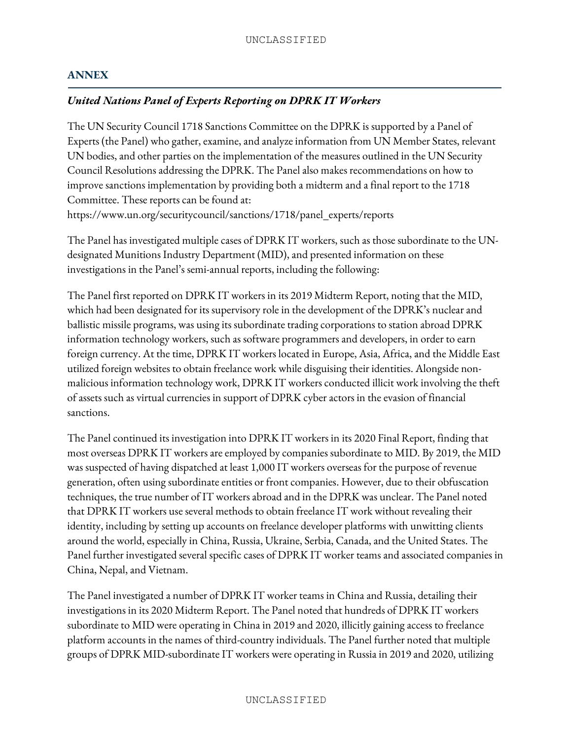## ANNEX

### *United Nations Panel of Experts Reporting on DPRK IT Workers*

The UN Security Council 1718 Sanctions Committee on the DPRK is supported by a Panel of Experts (the Panel) who gather, examine, and analyze information from UN Member States, relevant UN bodies, and other parties on the implementation of the measures outlined in the UN Security Council Resolutions addressing the DPRK. The Panel also makes recommendations on how to improve sanctions implementation by providing both a midterm and a final report to the 1718 Committee. These reports can be found at: https://www.un.org/securitycouncil/sanctions/1718/panel_experts/reports

The Panel has investigated multiple cases of DPRK IT workers, such as those subordinate to the UN-designated Munitions Industry Department (MID), and presented information on these investigations in the Panel's semi-annual reports, including the following:

The Panel first reported on DPRK IT workers in its 2019 Midterm Report, noting that the MID, which had been designated for its supervisory role in the development of the DPRK's nuclear and ballistic missile programs, was using its subordinate trading corporations to station abroad DPRK information technology workers, such as software programmers and developers, in order to earn foreign currency. At the time, DPRK IT workers located in Europe, Asia, Africa, and the Middle East utilized foreign websites to obtain freelance work while disguising their identities. Alongside non-malicious information technology work, DPRK IT workers conducted illicit work involving the theft of assets such as virtual currencies in support of DPRK cyber actors in the evasion of financial sanctions.

The Panel continued its investigation into DPRK IT workers in its 2020 Final Report, finding that most overseas DPRK IT workers are employed by companies subordinate to MID. By 2019, the MID was suspected of having dispatched at least 1,000 IT workers overseas for the purpose of revenue generation, often using subordinate entities or front companies. However, due to their obfuscation techniques, the true number of IT workers abroad and in the DPRK was unclear. The Panel noted that DPRK IT workers use several methods to obtain freelance IT work without revealing their identity, including by setting up accounts on freelance developer platforms with unwitting clients around the world, especially in China, Russia, Ukraine, Serbia, Canada, and the United States. The Panel further investigated several specific cases of DPRK IT worker teams and associated companies in China, Nepal, and Vietnam.

The Panel investigated a number of DPRK IT worker teams in China and Russia, detailing their investigations in its 2020 Midterm Report. The Panel noted that hundreds of DPRK IT workers subordinate to MID were operating in China in 2019 and 2020, illicitly gaining access to freelance platform accounts in the names of third-country individuals. The Panel further noted that multiple groups of DPRK MID-subordinate IT workers were operating in Russia in 2019 and 2020, utilizing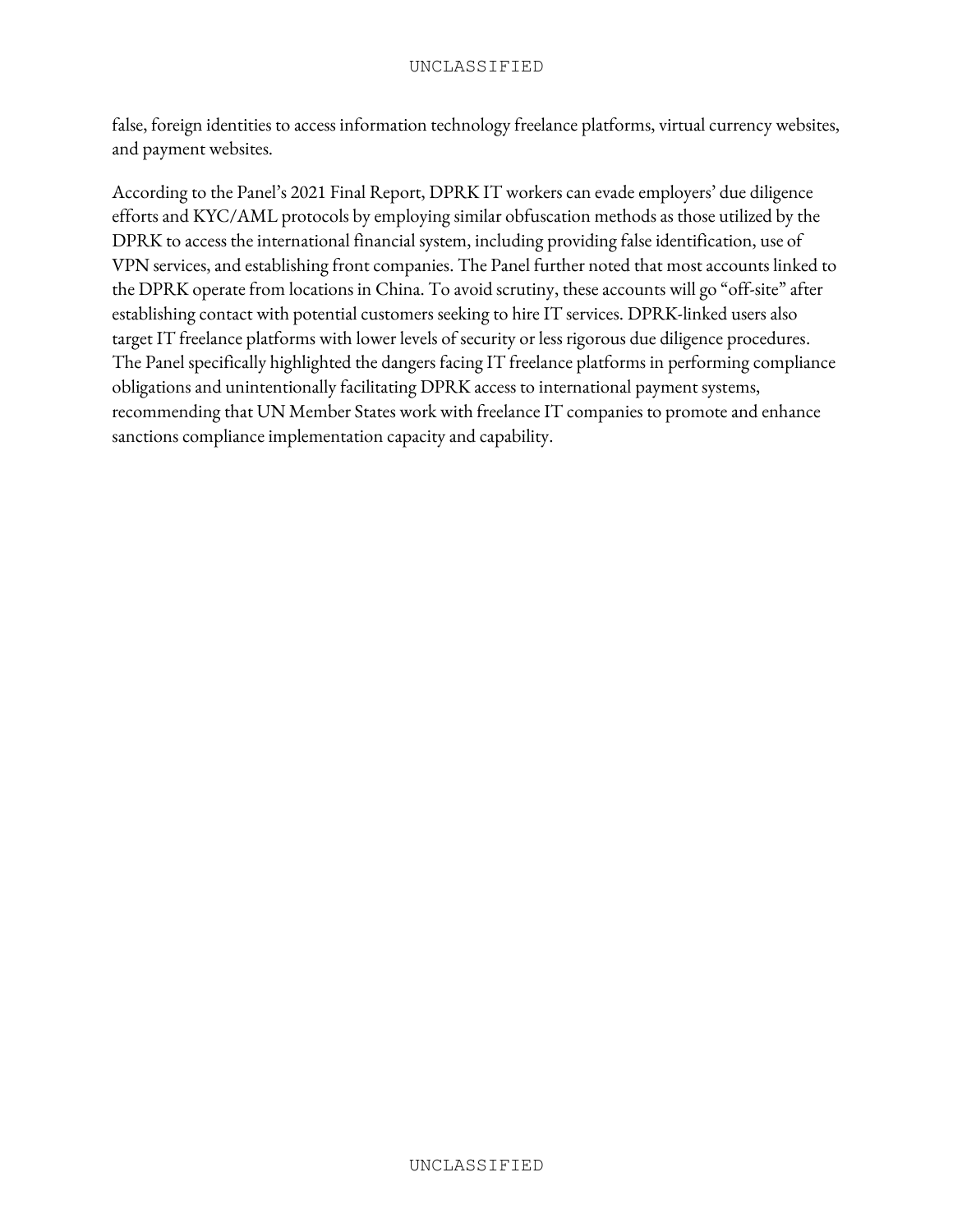false, foreign identities to access information technology freelance platforms, virtual currency websites, and payment websites.

According to the Panel's 2021 Final Report, DPRK IT workers can evade employers' due diligence efforts and KYC/AML protocols by employing similar obfuscation methods as those utilized by the DPRK to access the international financial system, including providing false identification, use of VPN services, and establishing front companies. The Panel further noted that most accounts linked to the DPRK operate from locations in China. To avoid scrutiny, these accounts will go "off-site" after establishing contact with potential customers seeking to hire IT services. DPRK-linked users also target IT freelance platforms with lower levels of security or less rigorous due diligence procedures. The Panel specifically highlighted the dangers facing IT freelance platforms in performing compliance obligations and unintentionally facilitating DPRK access to international payment systems, recommending that UN Member States work with freelance IT companies to promote and enhance sanctions compliance implementation capacity and capability.